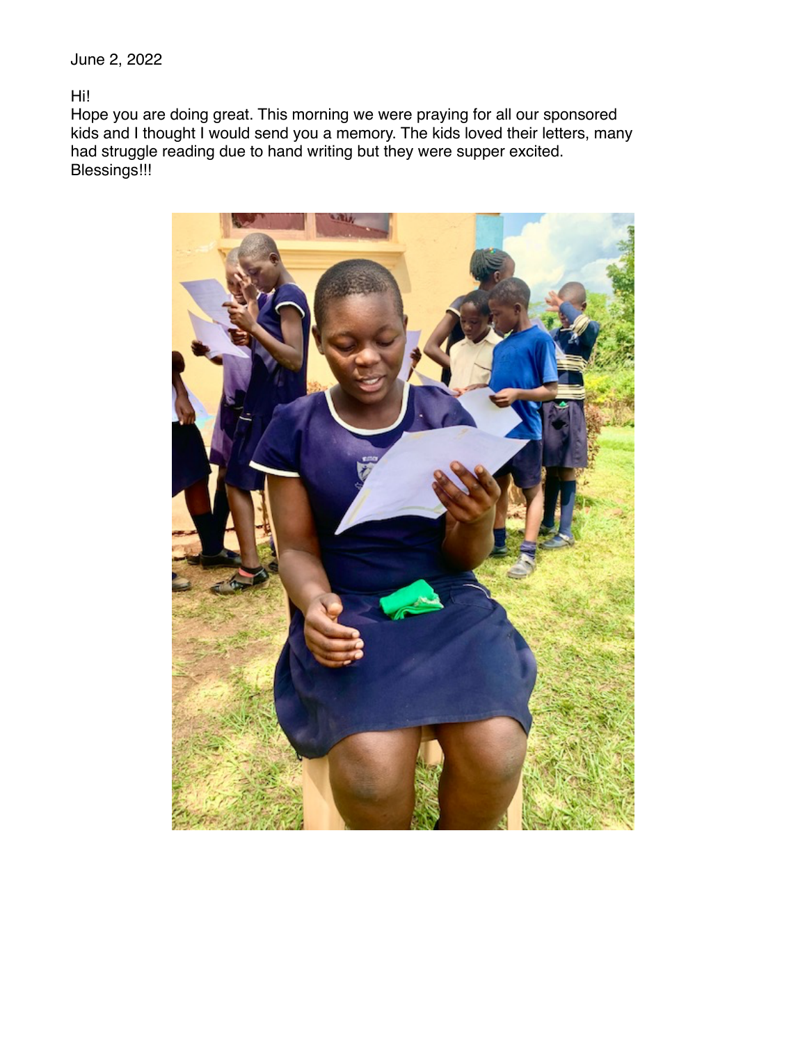June 2, 2022

Hi!
Hope you are doing great. This morning we were praying for all our sponsored kids and I thought I would send you a memory. The kids loved their letters, many had struggle reading due to hand writing but they were supper excited.
Blessings!!!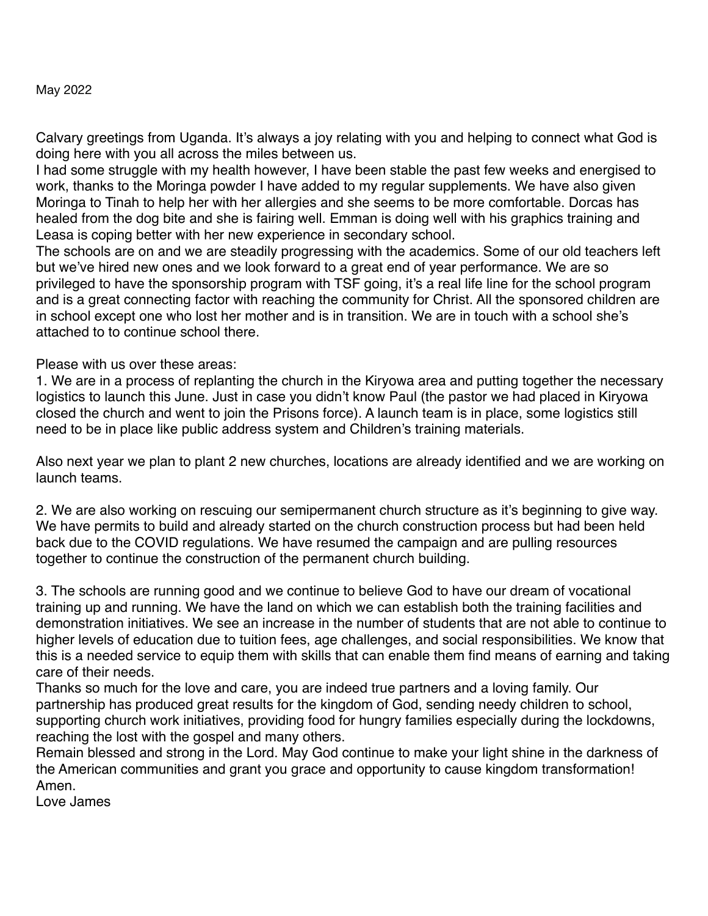May 2022

Calvary greetings from Uganda. It's always a joy relating with you and helping to connect what God is doing here with you all across the miles between us.
I had some struggle with my health however, I have been stable the past few weeks and energised to work, thanks to the Moringa powder I have added to my regular supplements. We have also given Moringa to Tinah to help her with her allergies and she seems to be more comfortable. Dorcas has healed from the dog bite and she is fairing well. Emman is doing well with his graphics training and Leasa is coping better with her new experience in secondary school.
The schools are on and we are steadily progressing with the academics. Some of our old teachers left but we've hired new ones and we look forward to a great end of year performance. We are so privileged to have the sponsorship program with TSF going, it's a real life line for the school program and is a great connecting factor with reaching the community for Christ. All the sponsored children are in school except one who lost her mother and is in transition. We are in touch with a school she's attached to to continue school there.

Please with us over these areas:
1. We are in a process of replanting the church in the Kiryowa area and putting together the necessary logistics to launch this June. Just in case you didn't know Paul (the pastor we had placed in Kiryowa closed the church and went to join the Prisons force). A launch team is in place, some logistics still need to be in place like public address system and Children's training materials.

Also next year we plan to plant 2 new churches, locations are already identified and we are working on launch teams.

2. We are also working on rescuing our semipermanent church structure as it's beginning to give way. We have permits to build and already started on the church construction process but had been held back due to the COVID regulations. We have resumed the campaign and are pulling resources together to continue the construction of the permanent church building.

3. The schools are running good and we continue to believe God to have our dream of vocational training up and running. We have the land on which we can establish both the training facilities and demonstration initiatives. We see an increase in the number of students that are not able to continue to higher levels of education due to tuition fees, age challenges, and social responsibilities. We know that this is a needed service to equip them with skills that can enable them find means of earning and taking care of their needs.
Thanks so much for the love and care, you are indeed true partners and a loving family. Our partnership has produced great results for the kingdom of God, sending needy children to school, supporting church work initiatives, providing food for hungry families especially during the lockdowns, reaching the lost with the gospel and many others.
Remain blessed and strong in the Lord. May God continue to make your light shine in the darkness of the American communities and grant you grace and opportunity to cause kingdom transformation! Amen.
Love James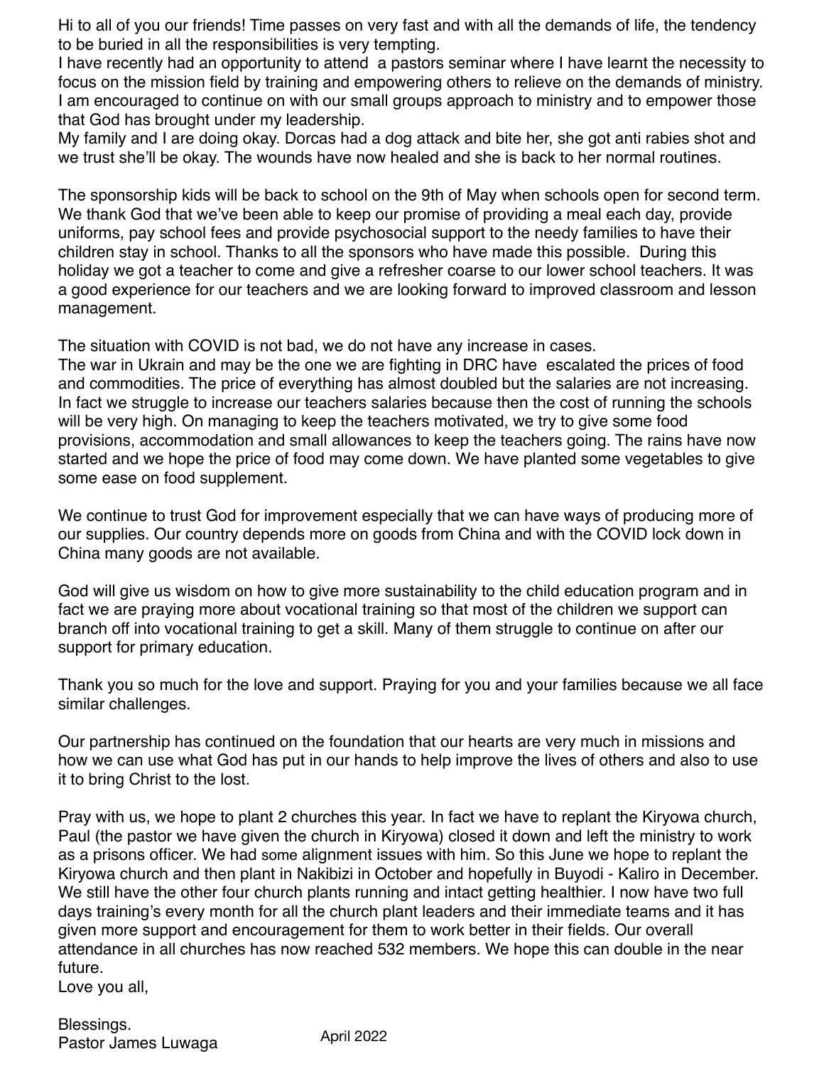Hi to all of you our friends! Time passes on very fast and with all the demands of life, the tendency to be buried in all the responsibilities is very tempting.
I have recently had an opportunity to attend a pastors seminar where I have learnt the necessity to focus on the mission field by training and empowering others to relieve on the demands of ministry. I am encouraged to continue on with our small groups approach to ministry and to empower those that God has brought under my leadership.
My family and I are doing okay. Dorcas had a dog attack and bite her, she got anti rabies shot and we trust she'll be okay. The wounds have now healed and she is back to her normal routines.

The sponsorship kids will be back to school on the 9th of May when schools open for second term. We thank God that we've been able to keep our promise of providing a meal each day, provide uniforms, pay school fees and provide psychosocial support to the needy families to have their children stay in school. Thanks to all the sponsors who have made this possible. During this holiday we got a teacher to come and give a refresher coarse to our lower school teachers. It was a good experience for our teachers and we are looking forward to improved classroom and lesson management.

The situation with COVID is not bad, we do not have any increase in cases.
The war in Ukrain and may be the one we are fighting in DRC have escalated the prices of food and commodities. The price of everything has almost doubled but the salaries are not increasing. In fact we struggle to increase our teachers salaries because then the cost of running the schools will be very high. On managing to keep the teachers motivated, we try to give some food provisions, accommodation and small allowances to keep the teachers going. The rains have now started and we hope the price of food may come down. We have planted some vegetables to give some ease on food supplement.

We continue to trust God for improvement especially that we can have ways of producing more of our supplies. Our country depends more on goods from China and with the COVID lock down in China many goods are not available.

God will give us wisdom on how to give more sustainability to the child education program and in fact we are praying more about vocational training so that most of the children we support can branch off into vocational training to get a skill. Many of them struggle to continue on after our support for primary education.

Thank you so much for the love and support. Praying for you and your families because we all face similar challenges.

Our partnership has continued on the foundation that our hearts are very much in missions and how we can use what God has put in our hands to help improve the lives of others and also to use it to bring Christ to the lost.

Pray with us, we hope to plant 2 churches this year. In fact we have to replant the Kiryowa church, Paul (the pastor we have given the church in Kiryowa) closed it down and left the ministry to work as a prisons officer. We had some alignment issues with him. So this June we hope to replant the Kiryowa church and then plant in Nakibizi in October and hopefully in Buyodi - Kaliro in December. We still have the other four church plants running and intact getting healthier. I now have two full days training's every month for all the church plant leaders and their immediate teams and it has given more support and encouragement for them to work better in their fields. Our overall attendance in all churches has now reached 532 members. We hope this can double in the near future.
Love you all,

Blessings.
Pastor James Luwaga

April 2022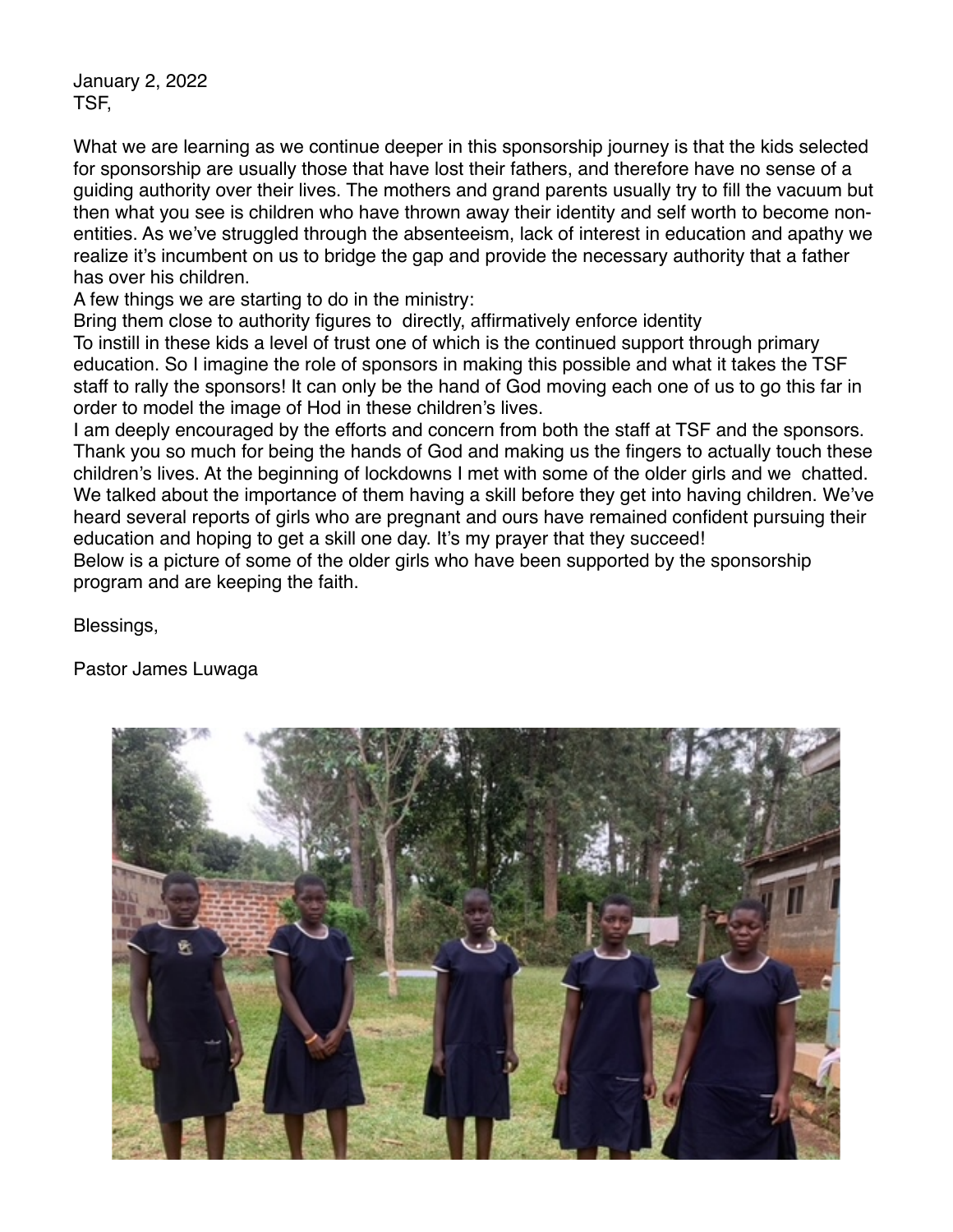January 2, 2022
TSF,

What we are learning as we continue deeper in this sponsorship journey is that the kids selected for sponsorship are usually those that have lost their fathers, and therefore have no sense of a guiding authority over their lives. The mothers and grand parents usually try to fill the vacuum but then what you see is children who have thrown away their identity and self worth to become non-entities. As we've struggled through the absenteeism, lack of interest in education and apathy we realize it's incumbent on us to bridge the gap and provide the necessary authority that a father has over his children.
A few things we are starting to do in the ministry:
Bring them close to authority figures to directly, affirmatively enforce identity
To instill in these kids a level of trust one of which is the continued support through primary education. So I imagine the role of sponsors in making this possible and what it takes the TSF staff to rally the sponsors! It can only be the hand of God moving each one of us to go this far in order to model the image of Hod in these children's lives.
I am deeply encouraged by the efforts and concern from both the staff at TSF and the sponsors. Thank you so much for being the hands of God and making us the fingers to actually touch these children's lives. At the beginning of lockdowns I met with some of the older girls and we chatted. We talked about the importance of them having a skill before they get into having children. We've heard several reports of girls who are pregnant and ours have remained confident pursuing their education and hoping to get a skill one day. It's my prayer that they succeed!
Below is a picture of some of the older girls who have been supported by the sponsorship program and are keeping the faith.

Blessings,

Pastor James Luwaga